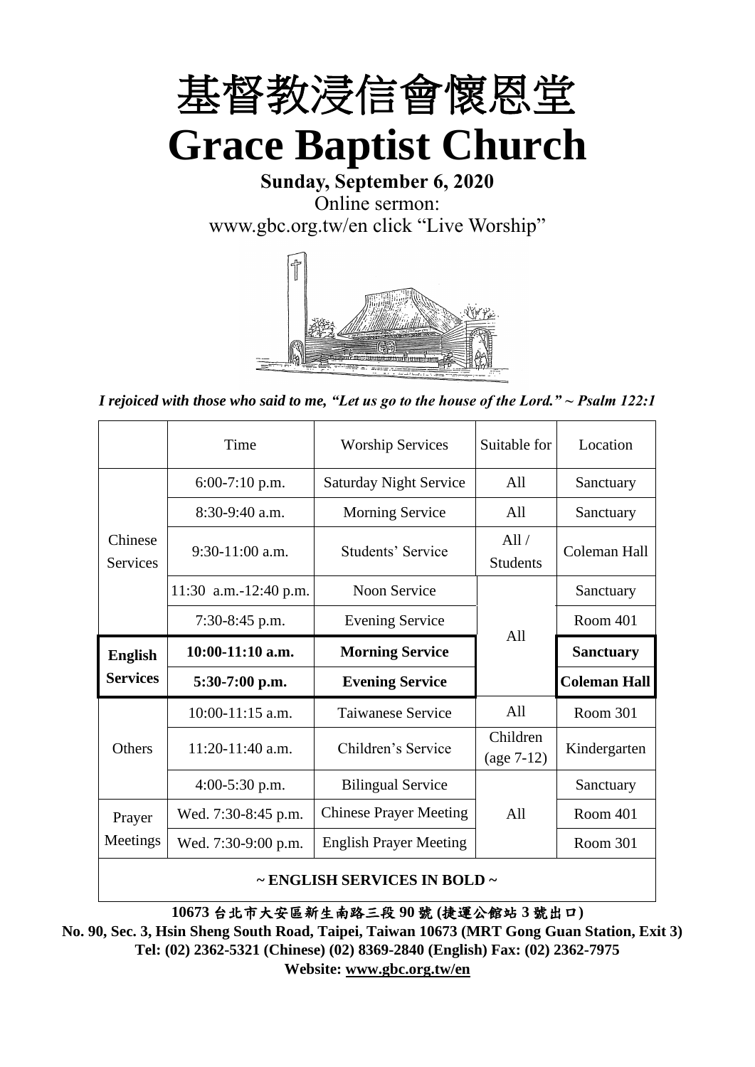# 基督教浸信會懷恩堂

# Grace Baptist Church

**Sunday, September 6, 2020**

Online sermon:

www.gbc.org.tw/en click "Live Worship"

*I rejoiced with those who said to me, "Let us go to the house of the Lord." ~ Psalm 122:1*

| | Time | Worship Services | Suitable for | Location |
|---|---|---|---|---|
| Chinese Services | 6:00-7:10 p.m. | Saturday Night Service | All | Sanctuary |
| | 8:30-9:40 a.m. | Morning Service | All | Sanctuary |
| | 9:30-11:00 a.m. | Students' Service | All / Students | Coleman Hall |
| | 11:30 a.m.-12:40 p.m. | Noon Service | All | Sanctuary |
| | 7:30-8:45 p.m. | Evening Service | All | Room 401 |
| **English Services** | **10:00-11:10 a.m.** | **Morning Service** | All | **Sanctuary** |
| | **5:30-7:00 p.m.** | **Evening Service** | All | **Coleman Hall** |
| Others | 10:00-11:15 a.m. | Taiwanese Service | All | Room 301 |
| | 11:20-11:40 a.m. | Children's Service | Children (age 7-12) | Kindergarten |
| | 4:00-5:30 p.m. | Bilingual Service | All | Sanctuary |
| Prayer Meetings | Wed. 7:30-8:45 p.m. | Chinese Prayer Meeting | All | Room 401 |
| | Wed. 7:30-9:00 p.m. | English Prayer Meeting | All | Room 301 |

**~ ENGLISH SERVICES IN BOLD ~**

**10673 台北市大安區新生南路三段 90 號 (捷運公館站 3 號出口)**

**No. 90, Sec. 3, Hsin Sheng South Road, Taipei, Taiwan 10673 (MRT Gong Guan Station, Exit 3)**

**Tel: (02) 2362-5321 (Chinese) (02) 8369-2840 (English) Fax: (02) 2362-7975**

**Website: www.gbc.org.tw/en**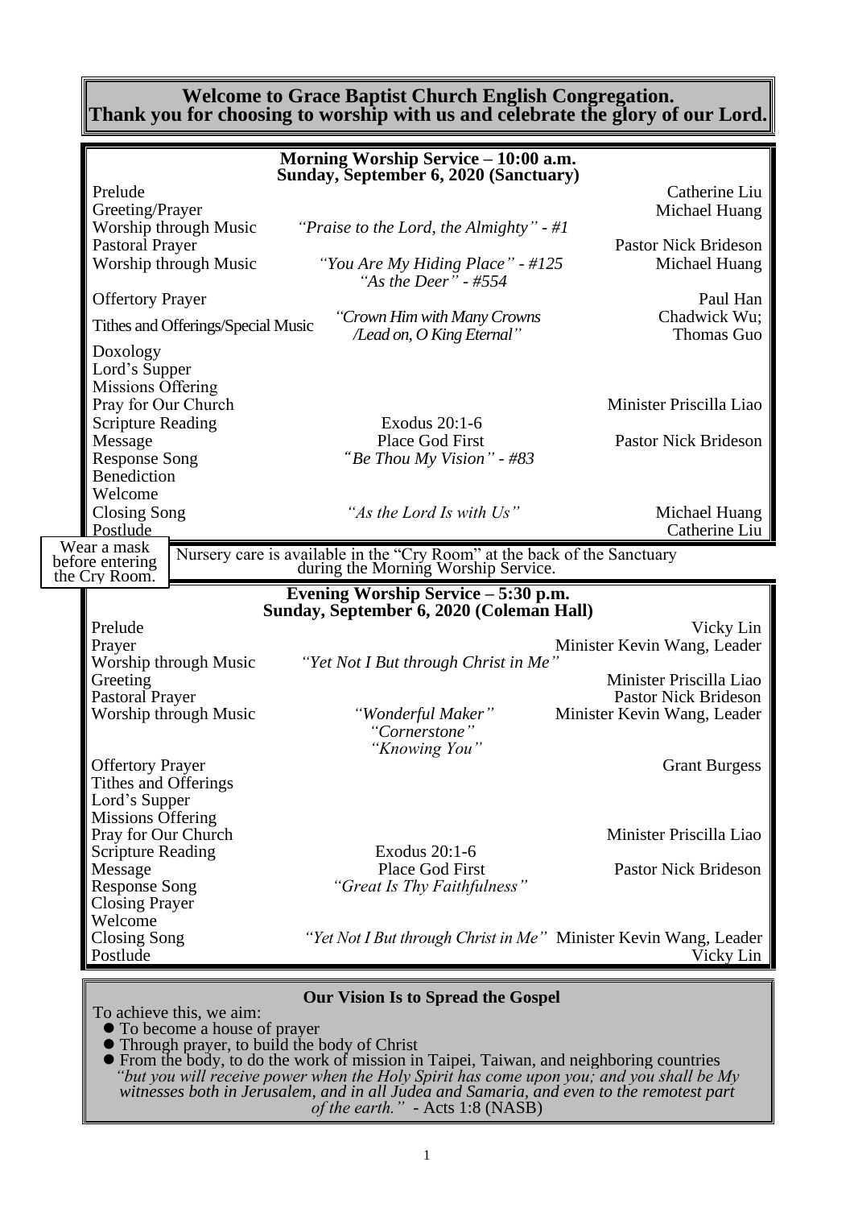## Welcome to Grace Baptist Church English Congregation.
## Thank you for choosing to worship with us and celebrate the glory of our Lord.

### Morning Worship Service – 10:00 a.m.
### Sunday, September 6, 2020 (Sanctuary)

| | | |
|---|---|---|
| Prelude | | Catherine Liu |
| Greeting/Prayer | | Michael Huang |
| Worship through Music | *"Praise to the Lord, the Almighty" - #1* | |
| Pastoral Prayer | | Pastor Nick Brideson |
| Worship through Music | *"You Are My Hiding Place" - #125*<br>*"As the Deer" - #554* | Michael Huang |
| Offertory Prayer | | Paul Han |
| Tithes and Offerings/Special Music | *"Crown Him with Many Crowns /Lead on, O King Eternal"* | Chadwick Wu; Thomas Guo |
| Doxology | | |
| Lord's Supper | | |
| Missions Offering | | |
| Pray for Our Church | | Minister Priscilla Liao |
| Scripture Reading | Exodus 20:1-6 | |
| Message | Place God First | Pastor Nick Brideson |
| Response Song | *"Be Thou My Vision" - #83* | |
| Benediction | | |
| Welcome | | |
| Closing Song | *"As the Lord Is with Us"* | Michael Huang |
| Postlude | | Catherine Liu |

Wear a mask before entering the Cry Room.

Nursery care is available in the "Cry Room" at the back of the Sanctuary during the Morning Worship Service.

### Evening Worship Service – 5:30 p.m.
### Sunday, September 6, 2020 (Coleman Hall)

| | | |
|---|---|---|
| Prelude | | Vicky Lin |
| Prayer | | Minister Kevin Wang, Leader |
| Worship through Music | *"Yet Not I But through Christ in Me"* | |
| Greeting | | Minister Priscilla Liao |
| Pastoral Prayer | | Pastor Nick Brideson |
| Worship through Music | *"Wonderful Maker"*<br>*"Cornerstone"*<br>*"Knowing You"* | Minister Kevin Wang, Leader |
| Offertory Prayer | | Grant Burgess |
| Tithes and Offerings | | |
| Lord's Supper | | |
| Missions Offering | | |
| Pray for Our Church | | Minister Priscilla Liao |
| Scripture Reading | Exodus 20:1-6 | |
| Message | Place God First | Pastor Nick Brideson |
| Response Song | *"Great Is Thy Faithfulness"* | |
| Closing Prayer | | |
| Welcome | | |
| Closing Song | *"Yet Not I But through Christ in Me"* | Minister Kevin Wang, Leader |
| Postlude | | Vicky Lin |

### Our Vision Is to Spread the Gospel

To achieve this, we aim:

- To become a house of prayer
- Through prayer, to build the body of Christ
- From the body, to do the work of mission in Taipei, Taiwan, and neighboring countries

*"but you will receive power when the Holy Spirit has come upon you; and you shall be My witnesses both in Jerusalem, and in all Judea and Samaria, and even to the remotest part of the earth."* - Acts 1:8 (NASB)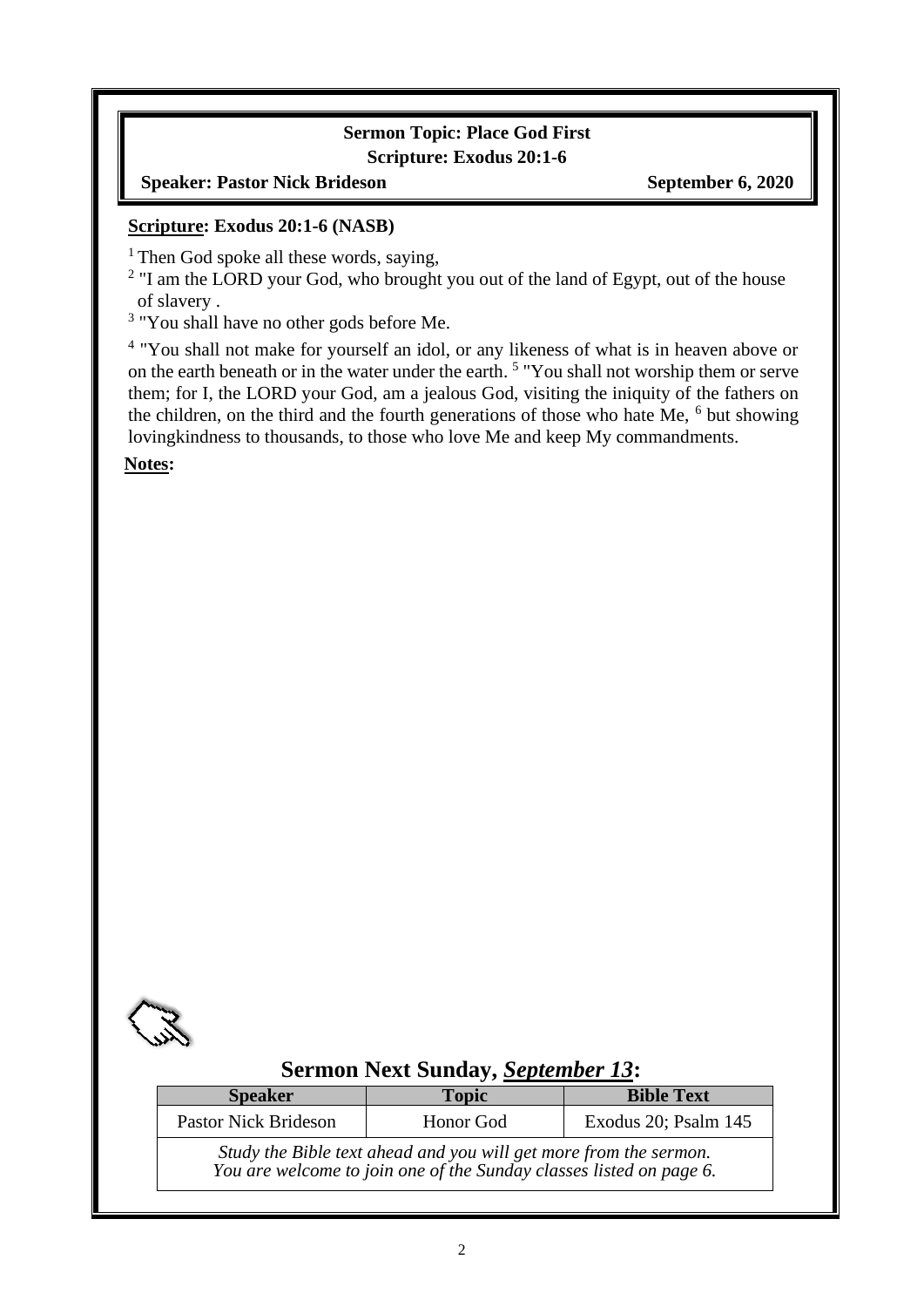**Sermon Topic: Place God First**
**Scripture: Exodus 20:1-6**
**Speaker: Pastor Nick Brideson** **September 6, 2020**

**Scripture: Exodus 20:1-6 (NASB)**

[1] Then God spoke all these words, saying,
[2] "I am the LORD your God, who brought you out of the land of Egypt, out of the house of slavery .
[3] "You shall have no other gods before Me.

[4] "You shall not make for yourself an idol, or any likeness of what is in heaven above or on the earth beneath or in the water under the earth. [5] "You shall not worship them or serve them; for I, the LORD your God, am a jealous God, visiting the iniquity of the fathers on the children, on the third and the fourth generations of those who hate Me, [6] but showing lovingkindness to thousands, to those who love Me and keep My commandments.

**Notes:**

## Sermon Next Sunday, *September 13*:

| Speaker | Topic | Bible Text |
|---|---|---|
| Pastor Nick Brideson | Honor God | Exodus 20; Psalm 145 |
| *Study the Bible text ahead and you will get more from the sermon. You are welcome to join one of the Sunday classes listed on page 6.* | | |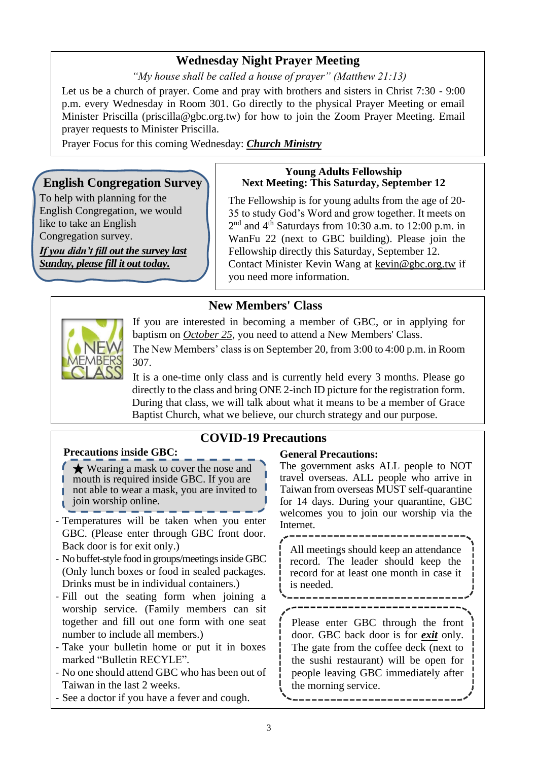## Wednesday Night Prayer Meeting

*"My house shall be called a house of prayer" (Matthew 21:13)*

Let us be a church of prayer. Come and pray with brothers and sisters in Christ 7:30 - 9:00 p.m. every Wednesday in Room 301. Go directly to the physical Prayer Meeting or email Minister Priscilla (priscilla@gbc.org.tw) for how to join the Zoom Prayer Meeting. Email prayer requests to Minister Priscilla.

Prayer Focus for this coming Wednesday: ***Church Ministry***

## English Congregation Survey

To help with planning for the English Congregation, we would like to take an English Congregation survey.

***If you didn't fill out the survey last Sunday, please fill it out today.***

## Young Adults Fellowship

**Next Meeting: This Saturday, September 12**

The Fellowship is for young adults from the age of 20-35 to study God's Word and grow together. It meets on 2nd and 4th Saturdays from 10:30 a.m. to 12:00 p.m. in WanFu 22 (next to GBC building). Please join the Fellowship directly this Saturday, September 12. Contact Minister Kevin Wang at kevin@gbc.org.tw if you need more information.

## New Members' Class

If you are interested in becoming a member of GBC, or in applying for baptism on *October 25*, you need to attend a New Members' Class.

The New Members' class is on September 20, from 3:00 to 4:00 p.m. in Room 307.

It is a one-time only class and is currently held every 3 months. Please go directly to the class and bring ONE 2-inch ID picture for the registration form. During that class, we will talk about what it means to be a member of Grace Baptist Church, what we believe, our church strategy and our purpose.

## COVID-19 Precautions

**Precautions inside GBC:**

★ Wearing a mask to cover the nose and mouth is required inside GBC. If you are not able to wear a mask, you are invited to join worship online.

- Temperatures will be taken when you enter GBC. (Please enter through GBC front door. Back door is for exit only.)
- No buffet-style food in groups/meetings inside GBC (Only lunch boxes or food in sealed packages. Drinks must be in individual containers.)
- Fill out the seating form when joining a worship service. (Family members can sit together and fill out one form with one seat number to include all members.)
- Take your bulletin home or put it in boxes marked "Bulletin RECYLE".
- No one should attend GBC who has been out of Taiwan in the last 2 weeks.
- See a doctor if you have a fever and cough.

**General Precautions:**

The government asks ALL people to NOT travel overseas. ALL people who arrive in Taiwan from overseas MUST self-quarantine for 14 days. During your quarantine, GBC welcomes you to join our worship via the Internet.

All meetings should keep an attendance record. The leader should keep the record for at least one month in case it is needed.

Please enter GBC through the front door. GBC back door is for ***exit*** only. The gate from the coffee deck (next to the sushi restaurant) will be open for people leaving GBC immediately after the morning service.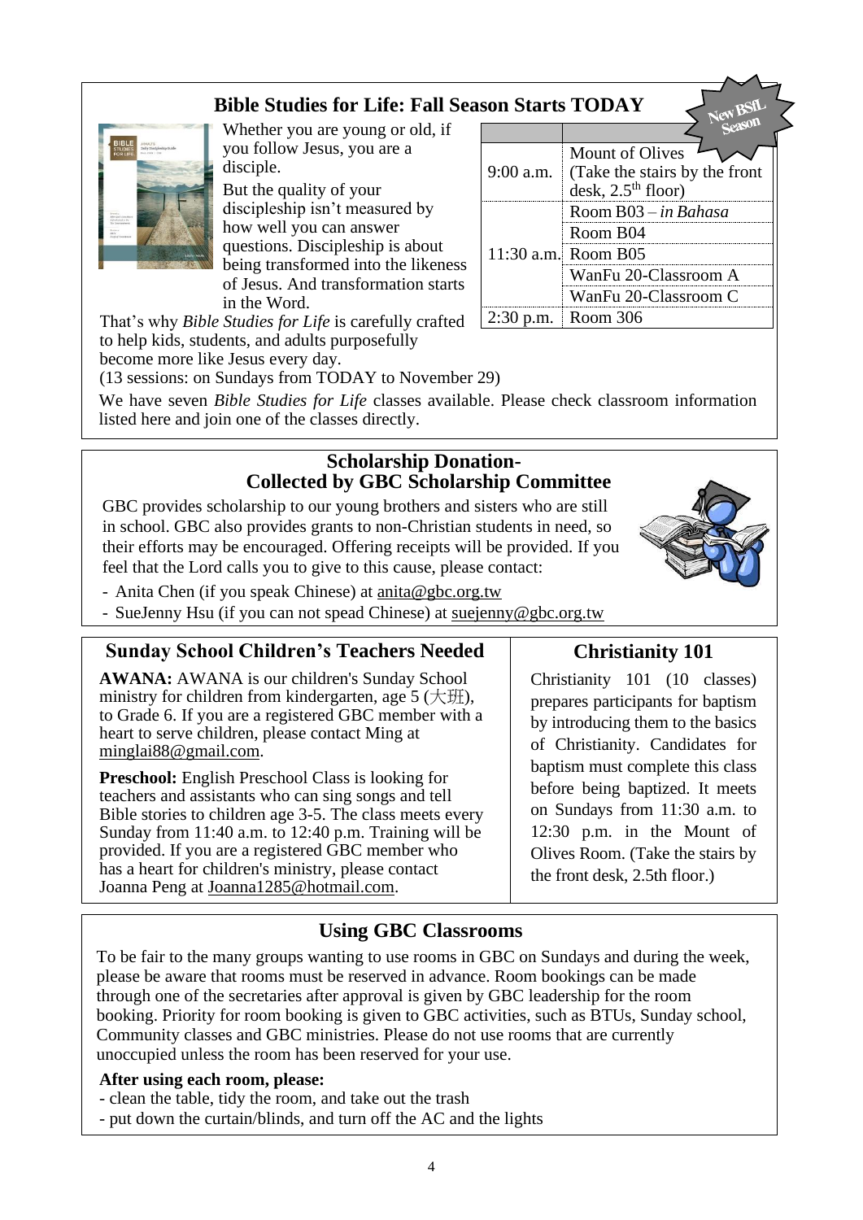## Bible Studies for Life: Fall Season Starts TODAY

New BSfL Season

Whether you are young or old, if you follow Jesus, you are a disciple.

But the quality of your discipleship isn't measured by how well you can answer questions. Discipleship is about being transformed into the likeness of Jesus. And transformation starts in the Word.

That's why *Bible Studies for Life* is carefully crafted to help kids, students, and adults purposefully become more like Jesus every day.

(13 sessions: on Sundays from TODAY to November 29)

| | |
|---|---|
| 9:00 a.m. | Mount of Olives (Take the stairs by the front desk, 2.5th floor) |
| 11:30 a.m. | Room B03 – *in Bahasa* |
| | Room B04 |
| | Room B05 |
| | WanFu 20-Classroom A |
| | WanFu 20-Classroom C |
| 2:30 p.m. | Room 306 |

We have seven *Bible Studies for Life* classes available. Please check classroom information listed here and join one of the classes directly.

## Scholarship Donation- Collected by GBC Scholarship Committee

GBC provides scholarship to our young brothers and sisters who are still in school. GBC also provides grants to non-Christian students in need, so their efforts may be encouraged. Offering receipts will be provided. If you feel that the Lord calls you to give to this cause, please contact:

- Anita Chen (if you speak Chinese) at anita@gbc.org.tw
- SueJenny Hsu (if you can not spead Chinese) at suejenny@gbc.org.tw

## Sunday School Children's Teachers Needed

**AWANA:** AWANA is our children's Sunday School ministry for children from kindergarten, age 5 (大班), to Grade 6. If you are a registered GBC member with a heart to serve children, please contact Ming at minglai88@gmail.com.

**Preschool:** English Preschool Class is looking for teachers and assistants who can sing songs and tell Bible stories to children age 3-5. The class meets every Sunday from 11:40 a.m. to 12:40 p.m. Training will be provided. If you are a registered GBC member who has a heart for children's ministry, please contact Joanna Peng at Joanna1285@hotmail.com.

## Christianity 101

Christianity 101 (10 classes) prepares participants for baptism by introducing them to the basics of Christianity. Candidates for baptism must complete this class before being baptized. It meets on Sundays from 11:30 a.m. to 12:30 p.m. in the Mount of Olives Room. (Take the stairs by the front desk, 2.5th floor.)

## Using GBC Classrooms

To be fair to the many groups wanting to use rooms in GBC on Sundays and during the week, please be aware that rooms must be reserved in advance. Room bookings can be made through one of the secretaries after approval is given by GBC leadership for the room booking. Priority for room booking is given to GBC activities, such as BTUs, Sunday school, Community classes and GBC ministries. Please do not use rooms that are currently unoccupied unless the room has been reserved for your use.

**After using each room, please:**

- clean the table, tidy the room, and take out the trash
- put down the curtain/blinds, and turn off the AC and the lights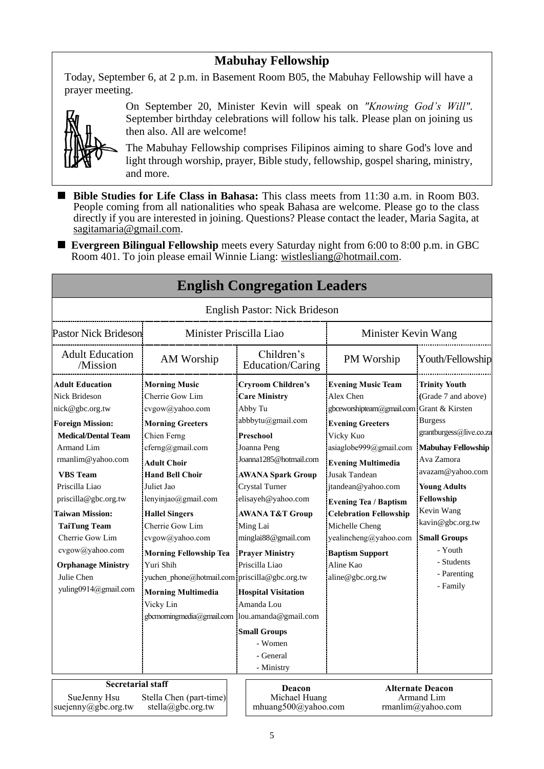## Mabuhay Fellowship

Today, September 6, at 2 p.m. in Basement Room B05, the Mabuhay Fellowship will have a prayer meeting.

On September 20, Minister Kevin will speak on *"Knowing God's Will"*. September birthday celebrations will follow his talk. Please plan on joining us then also. All are welcome!

The Mabuhay Fellowship comprises Filipinos aiming to share God's love and light through worship, prayer, Bible study, fellowship, gospel sharing, ministry, and more.

- **Bible Studies for Life Class in Bahasa:** This class meets from 11:30 a.m. in Room B03. People coming from all nationalities who speak Bahasa are welcome. Please go to the class directly if you are interested in joining. Questions? Please contact the leader, Maria Sagita, at sagitamaria@gmail.com.
- **Evergreen Bilingual Fellowship** meets every Saturday night from 6:00 to 8:00 p.m. in GBC Room 401. To join please email Winnie Liang: wistlesliang@hotmail.com.

## English Congregation Leaders

English Pastor: Nick Brideson

| Pastor Nick Brideson | Minister Priscilla Liao | | Minister Kevin Wang | |
|---|---|---|---|---|
| Adult Education /Mission | AM Worship | Children's Education/Caring | PM Worship | Youth/Fellowship |
| **Adult Education**<br>Nick Brideson<br>nick@gbc.org.tw<br>**Foreign Mission:**<br>**Medical/Dental Team**<br>Armand Lim<br>rmanlim@yahoo.com<br>**VBS Team**<br>Priscilla Liao<br>priscilla@gbc.org.tw<br>**Taiwan Mission:**<br>**TaiTung Team**<br>Cherrie Gow Lim<br>cvgow@yahoo.com<br>**Orphanage Ministry**<br>Julie Chen<br>yuling0914@gmail.com | **Morning Music**<br>Cherrie Gow Lim<br>cvgow@yahoo.com<br>**Morning Greeters**<br>Chien Ferng<br>cferng@gmail.com<br>**Adult Choir**<br>**Hand Bell Choir**<br>Juliet Jao<br>lenyinjao@gmail.com<br>**Hallel Singers**<br>Cherrie Gow Lim<br>cvgow@yahoo.com<br>**Morning Fellowship Tea**<br>Yuri Shih<br>yuchen_phone@hotmail.com<br>**Morning Multimedia**<br>Vicky Lin<br>gbcmorningmedia@gmail.com | **Cryroom Children's Care Ministry**<br>Abby Tu<br>abbbytu@gmail.com<br>**Preschool**<br>Joanna Peng<br>Joanna1285@hotmail.com<br>**AWANA Spark Group**<br>Crystal Turner<br>elisayeh@yahoo.com<br>**AWANA T&T Group**<br>Ming Lai<br>minglai88@gmail.com<br>**Prayer Ministry**<br>Priscilla Liao<br>priscilla@gbc.org.tw<br>**Hospital Visitation**<br>Amanda Lou<br>lou.amanda@gmail.com<br>**Small Groups**<br>- Women<br>- General<br>- Ministry | **Evening Music Team**<br>Alex Chen<br>gbceworshipteam@gmail.com<br>**Evening Greeters**<br>Vicky Kuo<br>asiaglobe999@gmail.com<br>**Evening Multimedia**<br>Jusak Tandean<br>jtandean@yahoo.com<br>**Evening Tea / Baptism Celebration Fellowship**<br>Michelle Cheng<br>yealincheng@yahoo.com<br>**Baptism Support**<br>Aline Kao<br>aline@gbc.org.tw | **Trinity Youth**<br>(Grade 7 and above)<br>Grant & Kirsten Burgess<br>grantburgess@live.co.za<br>**Mabuhay Fellowship**<br>Ava Zamora<br>avazam@yahoo.com<br>**Young Adults Fellowship**<br>Kevin Wang<br>kavin@gbc.org.tw<br>**Small Groups**<br>- Youth<br>- Students<br>- Parenting<br>- Family |

**Secretarial staff**

SueJenny Hsu — suejenny@gbc.org.tw
Stella Chen (part-time) — stella@gbc.org.tw

**Deacon**
Michael Huang — mhuang500@yahoo.com

**Alternate Deacon**
Armand Lim — rmanlim@yahoo.com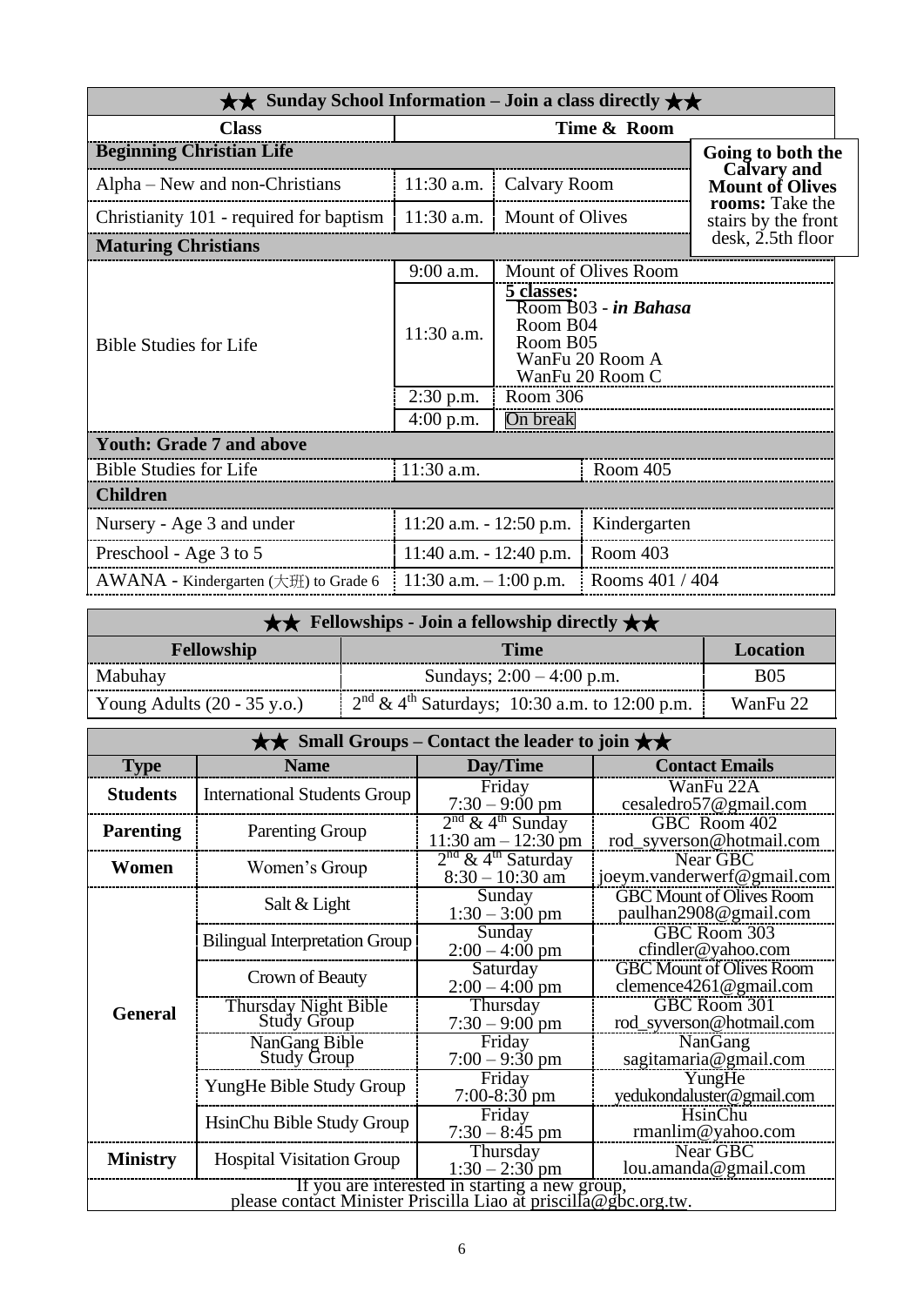## ★★ Sunday School Information – Join a class directly ★★

| Class | Time & Room | |
|---|---|---|
| **Beginning Christian Life** | | |
| Alpha – New and non-Christians | 11:30 a.m. | Calvary Room |
| Christianity 101 - required for baptism | 11:30 a.m. | Mount of Olives |
| **Maturing Christians** | | |
| Bible Studies for Life | 9:00 a.m. | Mount of Olives Room |
| | 11:30 a.m. | 5 classes: Room B03 - *in Bahasa*; Room B04; Room B05; WanFu 20 Room A; WanFu 20 Room C |
| | 2:30 p.m. | Room 306 |
| | 4:00 p.m. | On break |
| **Youth: Grade 7 and above** | | |
| Bible Studies for Life | 11:30 a.m. | Room 405 |
| **Children** | | |
| Nursery - Age 3 and under | 11:20 a.m. - 12:50 p.m. | Kindergarten |
| Preschool - Age 3 to 5 | 11:40 a.m. - 12:40 p.m. | Room 403 |
| AWANA - Kindergarten (大班) to Grade 6 | 11:30 a.m. – 1:00 p.m. | Rooms 401 / 404 |

**Going to both the Calvary and Mount of Olives rooms:** Take the stairs by the front desk, 2.5th floor

## ★★ Fellowships - Join a fellowship directly ★★

| Fellowship | Time | Location |
|---|---|---|
| Mabuhay | Sundays; 2:00 – 4:00 p.m. | B05 |
| Young Adults (20 - 35 y.o.) | 2nd & 4th Saturdays; 10:30 a.m. to 12:00 p.m. | WanFu 22 |

## ★★ Small Groups – Contact the leader to join ★★

| Type | Name | Day/Time | Contact Emails |
|---|---|---|---|
| **Students** | International Students Group | Friday 7:30 – 9:00 pm | WanFu 22A cesaledro57@gmail.com |
| **Parenting** | Parenting Group | 2nd & 4th Sunday 11:30 am – 12:30 pm | GBC Room 402 rod_syverson@hotmail.com |
| **Women** | Women's Group | 2nd & 4th Saturday 8:30 – 10:30 am | Near GBC joeym.vanderwerf@gmail.com |
| **General** | Salt & Light | Sunday 1:30 – 3:00 pm | GBC Mount of Olives Room paulhan2908@gmail.com |
| | Bilingual Interpretation Group | Sunday 2:00 – 4:00 pm | GBC Room 303 cfindler@yahoo.com |
| | Crown of Beauty | Saturday 2:00 – 4:00 pm | GBC Mount of Olives Room clemence4261@gmail.com |
| | Thursday Night Bible Study Group | Thursday 7:30 – 9:00 pm | GBC Room 301 rod_syverson@hotmail.com |
| | NanGang Bible Study Group | Friday 7:00 – 9:30 pm | NanGang sagitamaria@gmail.com |
| | YungHe Bible Study Group | Friday 7:00-8:30 pm | YungHe yedukondaluster@gmail.com |
| | HsinChu Bible Study Group | Friday 7:30 – 8:45 pm | HsinChu rmanlim@yahoo.com |
| **Ministry** | Hospital Visitation Group | Thursday 1:30 – 2:30 pm | Near GBC lou.amanda@gmail.com |

If you are interested in starting a new group, please contact Minister Priscilla Liao at priscilla@gbc.org.tw.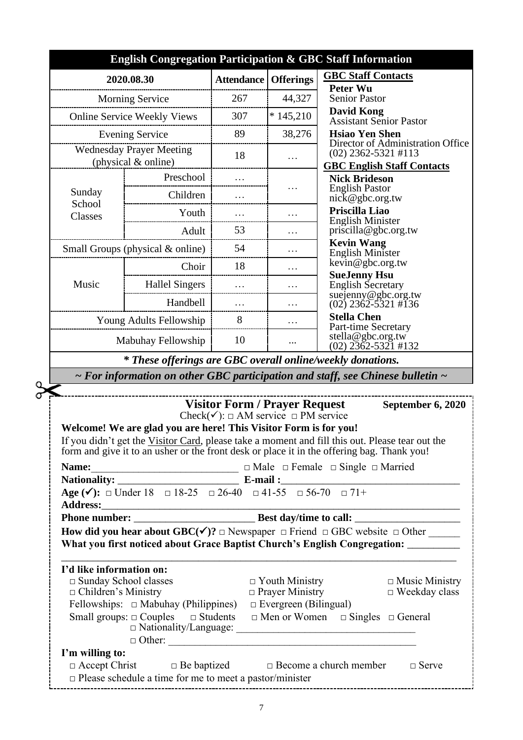## English Congregation Participation & GBC Staff Information

| 2020.08.30 | | Attendance | Offerings |
|---|---|---|---|
| Morning Service | | 267 | 44,327 |
| Online Service Weekly Views | | 307 | * 145,210 |
| Evening Service | | 89 | 38,276 |
| Wednesday Prayer Meeting (physical & online) | | 18 | … |
| Sunday School Classes | Preschool | … | … |
| | Children | … | |
| | Youth | … | … |
| | Adult | 53 | … |
| Small Groups (physical & online) | | 54 | … |
| Music | Choir | 18 | … |
| | Hallel Singers | … | … |
| | Handbell | … | … |
| Young Adults Fellowship | | 8 | … |
| Mabuhay Fellowship | | 10 | ... |

**GBC Staff Contacts**

**Peter Wu**
Senior Pastor

**David Kong**
Assistant Senior Pastor

**Hsiao Yen Shen**
Director of Administration Office
(02) 2362-5321 #113

**GBC English Staff Contacts**

**Nick Brideson**
English Pastor
nick@gbc.org.tw

**Priscilla Liao**
English Minister
priscilla@gbc.org.tw

**Kevin Wang**
English Minister
kevin@gbc.org.tw

**SueJenny Hsu**
English Secretary
suejenny@gbc.org.tw
(02) 2362-5321 #136

**Stella Chen**
Part-time Secretary
stella@gbc.org.tw
(02) 2362-5321 #132

***\* These offerings are GBC overall online/weekly donations.***

***~ For information on other GBC participation and staff, see Chinese bulletin ~***

---

### Visitor Form / Prayer Request

**September 6, 2020**

Check(✓): □ AM service □ PM service

**Welcome! We are glad you are here! This Visitor Form is for you!**

If you didn't get the Visitor Card, please take a moment and fill this out. Please tear out the form and give it to an usher or the front desk or place it in the offering bag. Thank you!

**Name:**____________________________ □ Male □ Female □ Single □ Married

**Nationality:** _______________________ **E-mail :**________________________________

**Age (✓):** □ Under 18 □ 18-25 □ 26-40 □ 41-55 □ 56-70 □ 71+

**Address:**_____________________________________________________________________

**Phone number:** ______________________ **Best day/time to call:** ___________________

**How did you hear about GBC(✓)?** □ Newspaper □ Friend □ GBC website □ Other ______

**What you first noticed about Grace Baptist Church's English Congregation:** __________

______________________________________________________________________________

**I'd like information on:**

□ Sunday School classes □ Youth Ministry □ Music Ministry
□ Children's Ministry □ Prayer Ministry □ Weekday class
Fellowships: □ Mabuhay (Philippines) □ Evergreen (Bilingual)
Small groups: □ Couples □ Students □ Men or Women □ Singles □ General
□ Nationality/Language: ___________________________________
□ Other: _________________________________________________

**I'm willing to:**

□ Accept Christ □ Be baptized □ Become a church member □ Serve
□ Please schedule a time for me to meet a pastor/minister